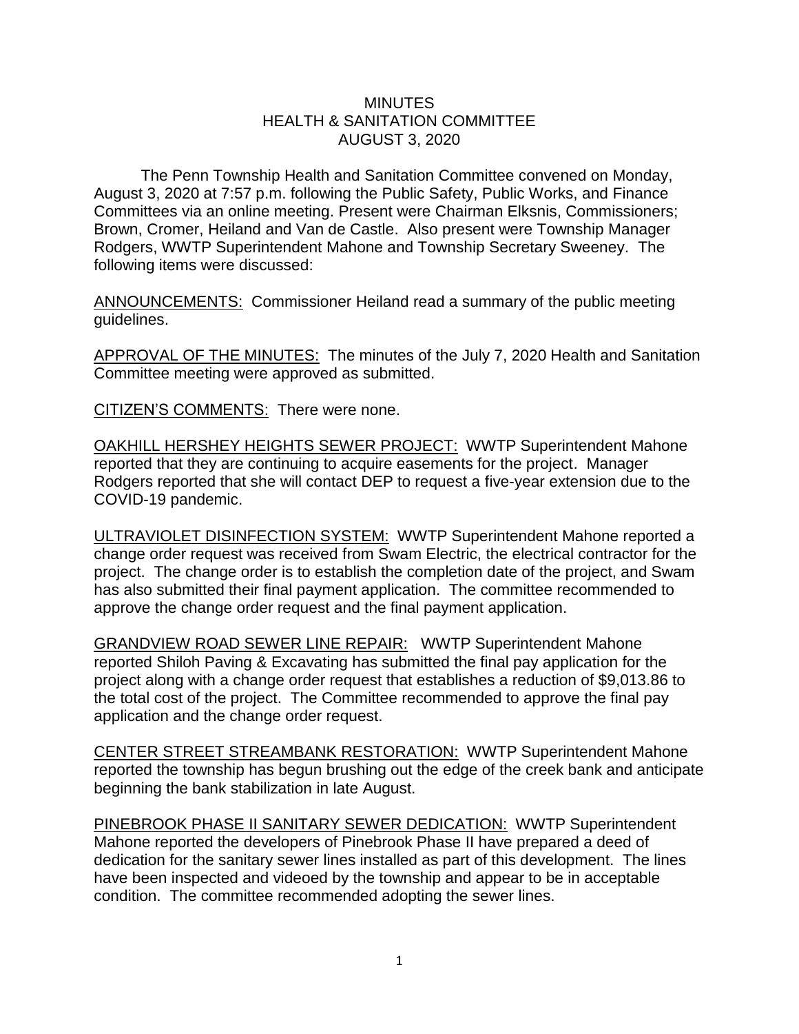# MINUTES
## HEALTH & SANITATION COMMITTEE
## AUGUST 3, 2020

The Penn Township Health and Sanitation Committee convened on Monday, August 3, 2020 at 7:57 p.m. following the Public Safety, Public Works, and Finance Committees via an online meeting. Present were Chairman Elksnis, Commissioners; Brown, Cromer, Heiland and Van de Castle. Also present were Township Manager Rodgers, WWTP Superintendent Mahone and Township Secretary Sweeney. The following items were discussed:

<u>ANNOUNCEMENTS:</u> Commissioner Heiland read a summary of the public meeting guidelines.

<u>APPROVAL OF THE MINUTES:</u> The minutes of the July 7, 2020 Health and Sanitation Committee meeting were approved as submitted.

<u>CITIZEN'S COMMENTS:</u> There were none.

<u>OAKHILL HERSHEY HEIGHTS SEWER PROJECT:</u> WWTP Superintendent Mahone reported that they are continuing to acquire easements for the project. Manager Rodgers reported that she will contact DEP to request a five-year extension due to the COVID-19 pandemic.

<u>ULTRAVIOLET DISINFECTION SYSTEM:</u> WWTP Superintendent Mahone reported a change order request was received from Swam Electric, the electrical contractor for the project. The change order is to establish the completion date of the project, and Swam has also submitted their final payment application. The committee recommended to approve the change order request and the final payment application.

<u>GRANDVIEW ROAD SEWER LINE REPAIR:</u> WWTP Superintendent Mahone reported Shiloh Paving & Excavating has submitted the final pay application for the project along with a change order request that establishes a reduction of $9,013.86 to the total cost of the project. The Committee recommended to approve the final pay application and the change order request.

<u>CENTER STREET STREAMBANK RESTORATION:</u> WWTP Superintendent Mahone reported the township has begun brushing out the edge of the creek bank and anticipate beginning the bank stabilization in late August.

<u>PINEBROOK PHASE II SANITARY SEWER DEDICATION:</u> WWTP Superintendent Mahone reported the developers of Pinebrook Phase II have prepared a deed of dedication for the sanitary sewer lines installed as part of this development. The lines have been inspected and videoed by the township and appear to be in acceptable condition. The committee recommended adopting the sewer lines.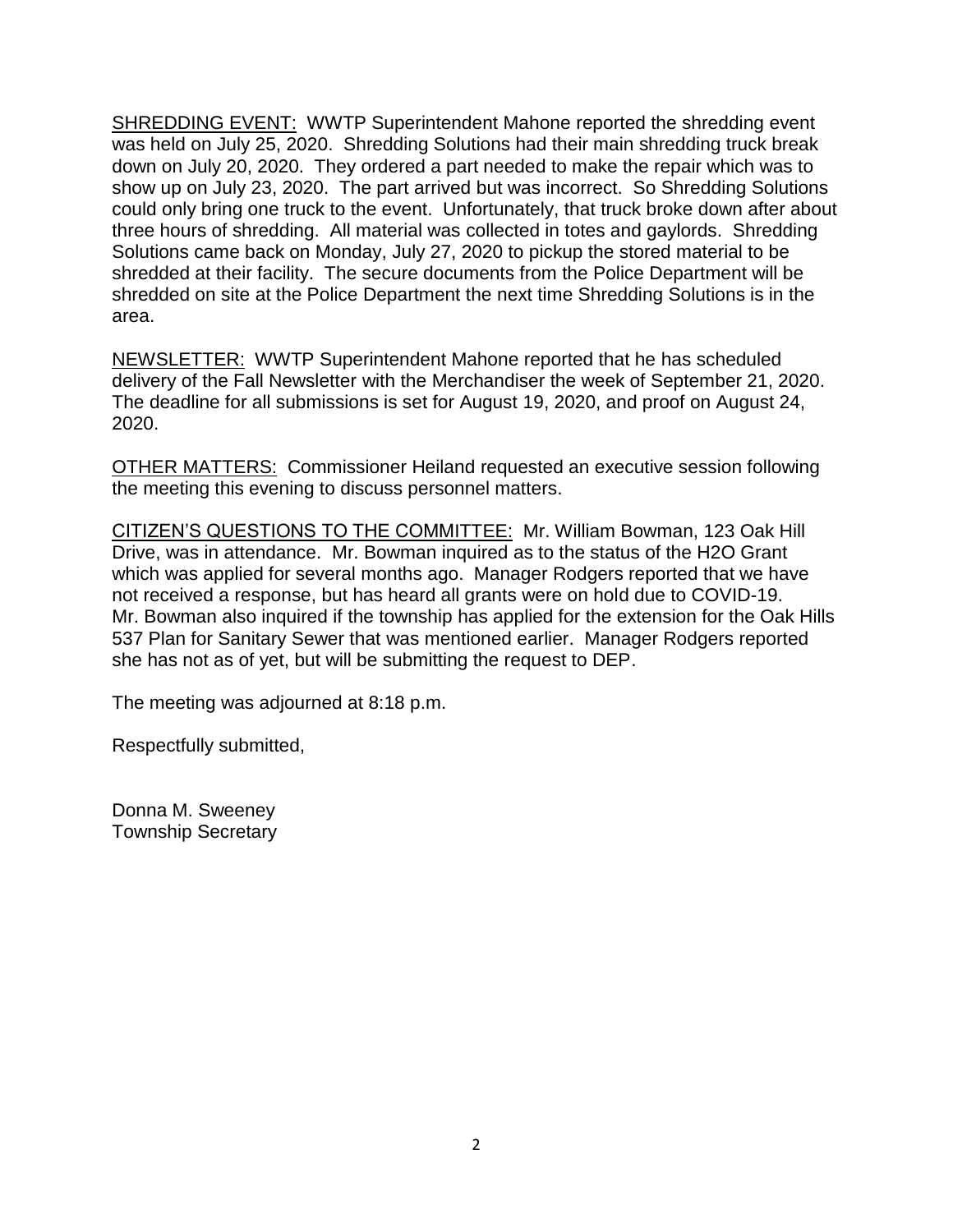SHREDDING EVENT: WWTP Superintendent Mahone reported the shredding event was held on July 25, 2020. Shredding Solutions had their main shredding truck break down on July 20, 2020. They ordered a part needed to make the repair which was to show up on July 23, 2020. The part arrived but was incorrect. So Shredding Solutions could only bring one truck to the event. Unfortunately, that truck broke down after about three hours of shredding. All material was collected in totes and gaylords. Shredding Solutions came back on Monday, July 27, 2020 to pickup the stored material to be shredded at their facility. The secure documents from the Police Department will be shredded on site at the Police Department the next time Shredding Solutions is in the area.

NEWSLETTER: WWTP Superintendent Mahone reported that he has scheduled delivery of the Fall Newsletter with the Merchandiser the week of September 21, 2020. The deadline for all submissions is set for August 19, 2020, and proof on August 24, 2020.

OTHER MATTERS: Commissioner Heiland requested an executive session following the meeting this evening to discuss personnel matters.

CITIZEN'S QUESTIONS TO THE COMMITTEE: Mr. William Bowman, 123 Oak Hill Drive, was in attendance. Mr. Bowman inquired as to the status of the H2O Grant which was applied for several months ago. Manager Rodgers reported that we have not received a response, but has heard all grants were on hold due to COVID-19. Mr. Bowman also inquired if the township has applied for the extension for the Oak Hills 537 Plan for Sanitary Sewer that was mentioned earlier. Manager Rodgers reported she has not as of yet, but will be submitting the request to DEP.

The meeting was adjourned at 8:18 p.m.

Respectfully submitted,

Donna M. Sweeney
Township Secretary